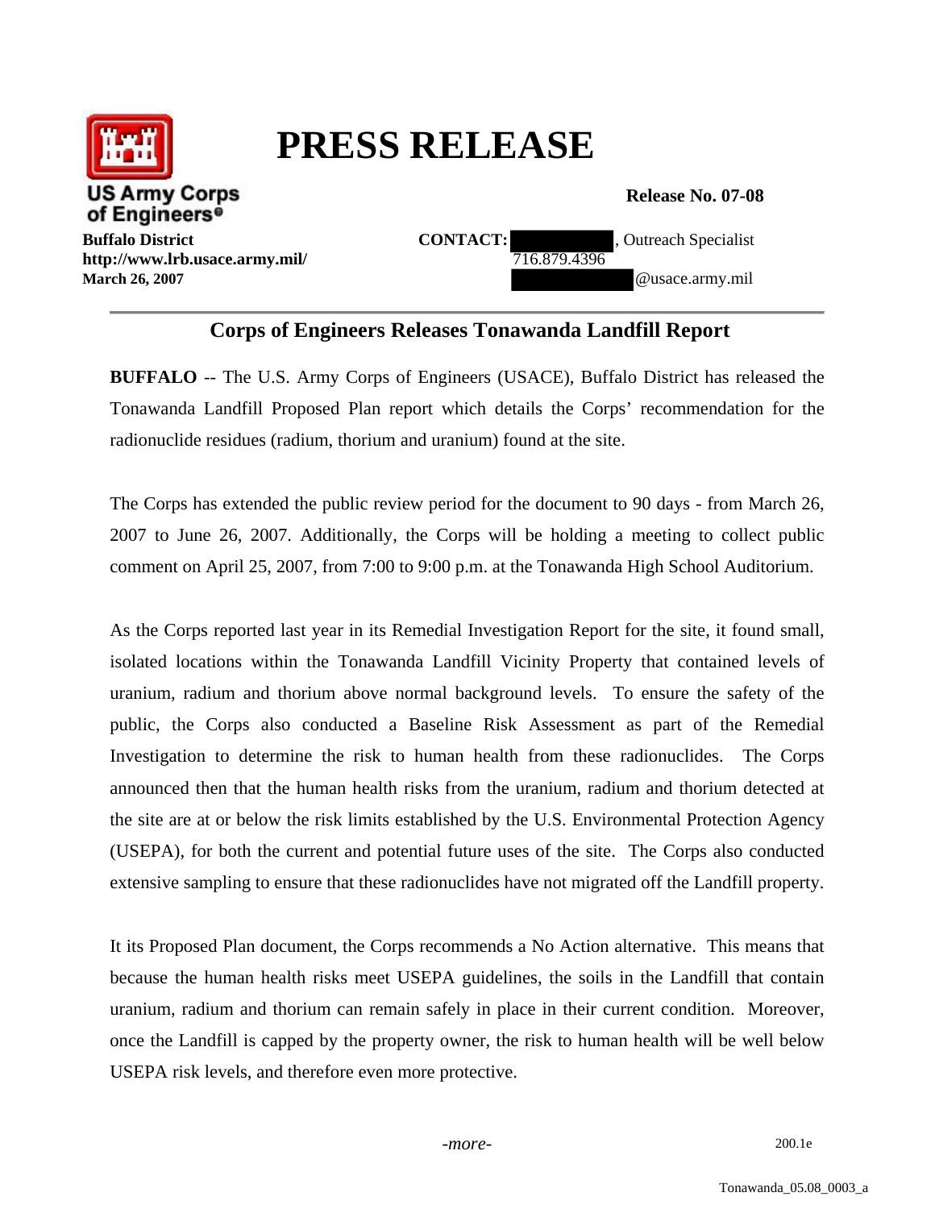# PRESS RELEASE

US Army Corps of Engineers

**Release No. 07-08**

**Buffalo District**
**http://www.lrb.usace.army.mil/**
**March 26, 2007**

**CONTACT:** , Outreach Specialist
716.879.4396
@usace.army.mil

---

## Corps of Engineers Releases Tonawanda Landfill Report

**BUFFALO** -- The U.S. Army Corps of Engineers (USACE), Buffalo District has released the Tonawanda Landfill Proposed Plan report which details the Corps' recommendation for the radionuclide residues (radium, thorium and uranium) found at the site.

The Corps has extended the public review period for the document to 90 days - from March 26, 2007 to June 26, 2007. Additionally, the Corps will be holding a meeting to collect public comment on April 25, 2007, from 7:00 to 9:00 p.m. at the Tonawanda High School Auditorium.

As the Corps reported last year in its Remedial Investigation Report for the site, it found small, isolated locations within the Tonawanda Landfill Vicinity Property that contained levels of uranium, radium and thorium above normal background levels. To ensure the safety of the public, the Corps also conducted a Baseline Risk Assessment as part of the Remedial Investigation to determine the risk to human health from these radionuclides. The Corps announced then that the human health risks from the uranium, radium and thorium detected at the site are at or below the risk limits established by the U.S. Environmental Protection Agency (USEPA), for both the current and potential future uses of the site. The Corps also conducted extensive sampling to ensure that these radionuclides have not migrated off the Landfill property.

It its Proposed Plan document, the Corps recommends a No Action alternative. This means that because the human health risks meet USEPA guidelines, the soils in the Landfill that contain uranium, radium and thorium can remain safely in place in their current condition. Moreover, once the Landfill is capped by the property owner, the risk to human health will be well below USEPA risk levels, and therefore even more protective.

*-more-*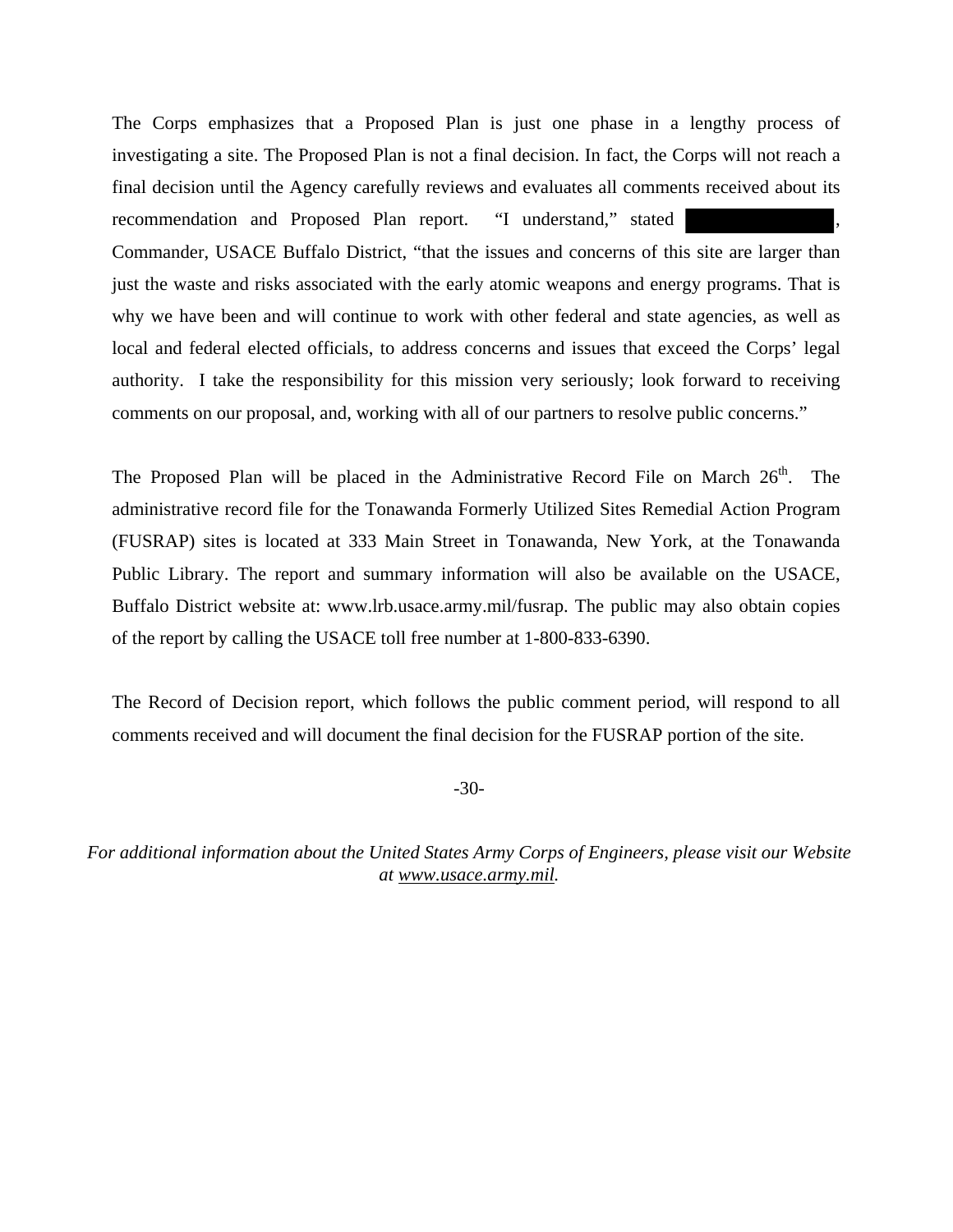The Corps emphasizes that a Proposed Plan is just one phase in a lengthy process of investigating a site. The Proposed Plan is not a final decision. In fact, the Corps will not reach a final decision until the Agency carefully reviews and evaluates all comments received about its recommendation and Proposed Plan report. "I understand," stated [REDACTED], Commander, USACE Buffalo District, "that the issues and concerns of this site are larger than just the waste and risks associated with the early atomic weapons and energy programs. That is why we have been and will continue to work with other federal and state agencies, as well as local and federal elected officials, to address concerns and issues that exceed the Corps' legal authority. I take the responsibility for this mission very seriously; look forward to receiving comments on our proposal, and, working with all of our partners to resolve public concerns."

The Proposed Plan will be placed in the Administrative Record File on March 26th. The administrative record file for the Tonawanda Formerly Utilized Sites Remedial Action Program (FUSRAP) sites is located at 333 Main Street in Tonawanda, New York, at the Tonawanda Public Library. The report and summary information will also be available on the USACE, Buffalo District website at: www.lrb.usace.army.mil/fusrap. The public may also obtain copies of the report by calling the USACE toll free number at 1-800-833-6390.

The Record of Decision report, which follows the public comment period, will respond to all comments received and will document the final decision for the FUSRAP portion of the site.

-30-

*For additional information about the United States Army Corps of Engineers, please visit our Website at www.usace.army.mil.*